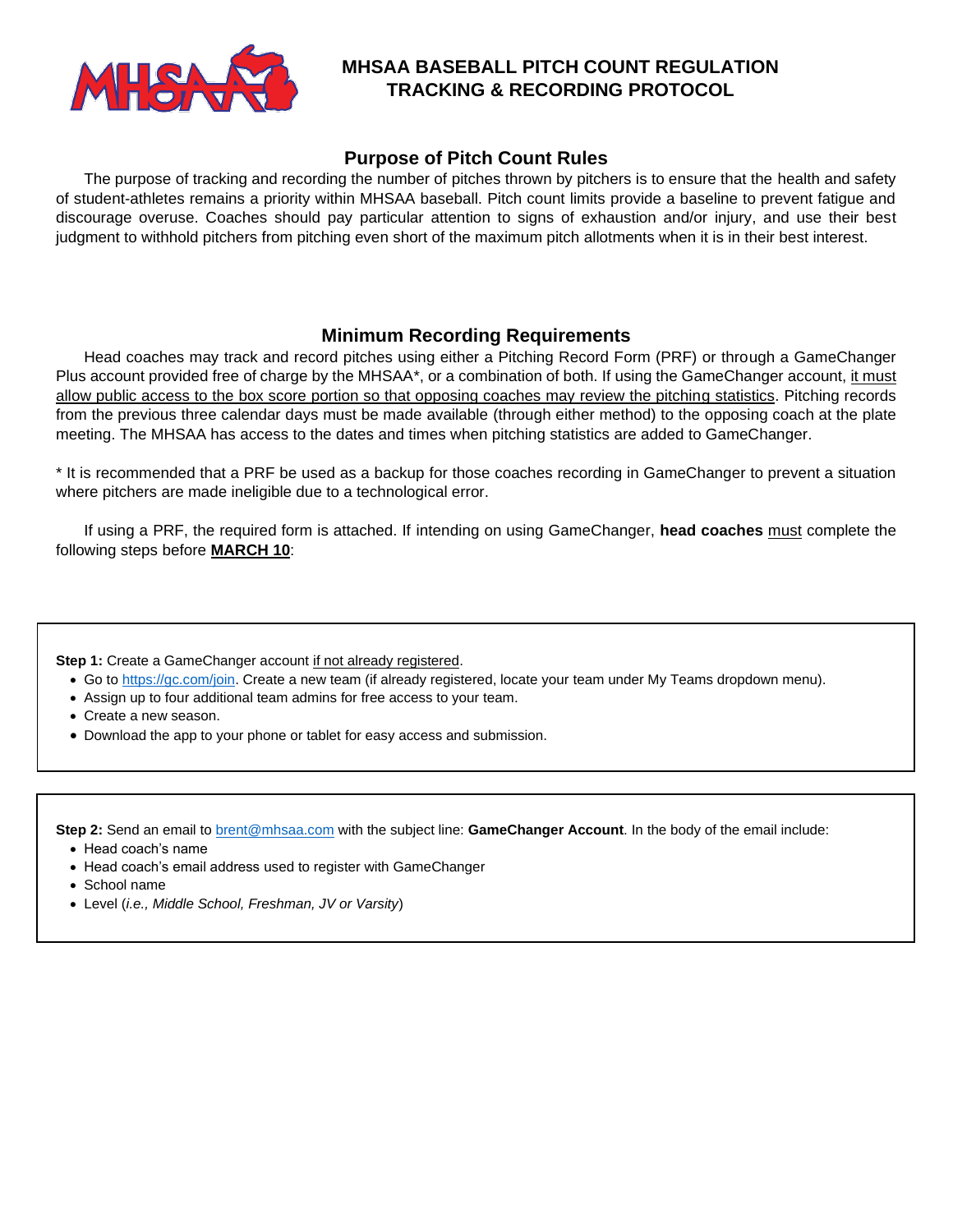# MHSAA BASEBALL PITCH COUNT REGULATION TRACKING & RECORDING PROTOCOL

## Purpose of Pitch Count Rules

The purpose of tracking and recording the number of pitches thrown by pitchers is to ensure that the health and safety of student-athletes remains a priority within MHSAA baseball. Pitch count limits provide a baseline to prevent fatigue and discourage overuse. Coaches should pay particular attention to signs of exhaustion and/or injury, and use their best judgment to withhold pitchers from pitching even short of the maximum pitch allotments when it is in their best interest.

## Minimum Recording Requirements

Head coaches may track and record pitches using either a Pitching Record Form (PRF) or through a GameChanger Plus account provided free of charge by the MHSAA*, or a combination of both. If using the GameChanger account, it must allow public access to the box score portion so that opposing coaches may review the pitching statistics. Pitching records from the previous three calendar days must be made available (through either method) to the opposing coach at the plate meeting. The MHSAA has access to the dates and times when pitching statistics are added to GameChanger.

* It is recommended that a PRF be used as a backup for those coaches recording in GameChanger to prevent a situation where pitchers are made ineligible due to a technological error.

If using a PRF, the required form is attached. If intending on using GameChanger, **head coaches** must complete the following steps before **MARCH 10**:

**Step 1:** Create a GameChanger account if not already registered.

- Go to https://gc.com/join. Create a new team (if already registered, locate your team under My Teams dropdown menu).
- Assign up to four additional team admins for free access to your team.
- Create a new season.
- Download the app to your phone or tablet for easy access and submission.

**Step 2:** Send an email to brent@mhsaa.com with the subject line: **GameChanger Account**. In the body of the email include:

- Head coach's name
- Head coach's email address used to register with GameChanger
- School name
- Level (*i.e., Middle School, Freshman, JV or Varsity*)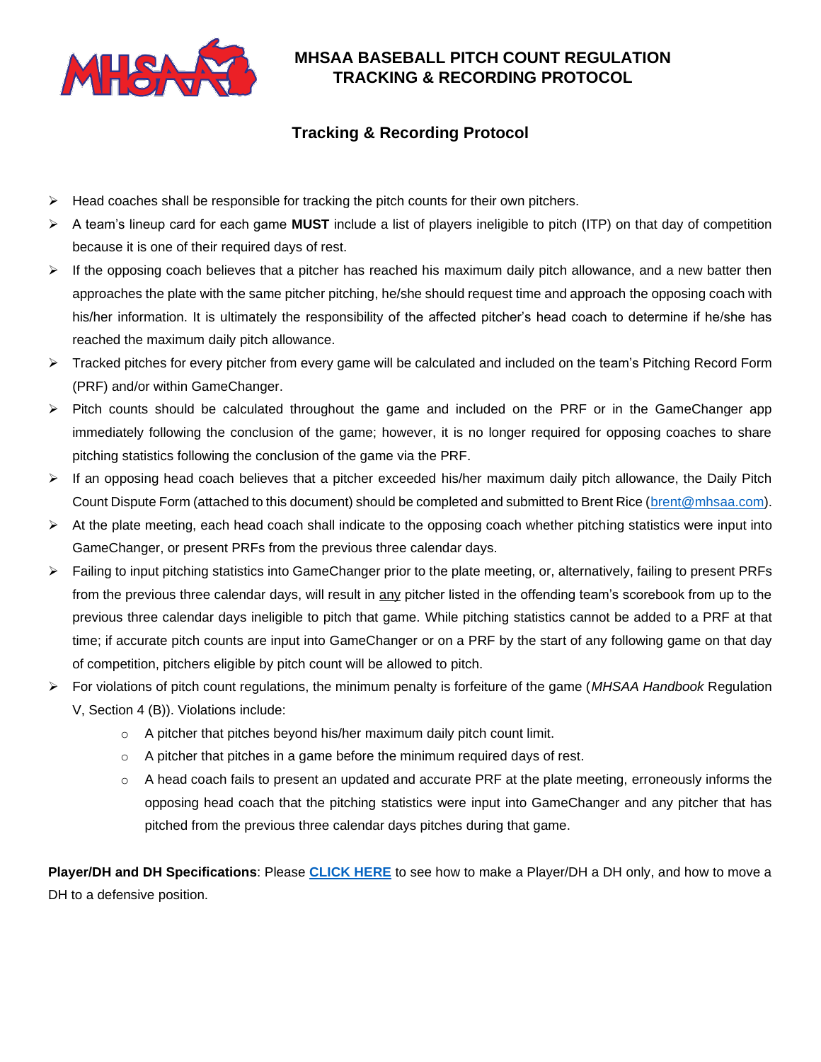# MHSAA BASEBALL PITCH COUNT REGULATION TRACKING & RECORDING PROTOCOL

## Tracking & Recording Protocol

- Head coaches shall be responsible for tracking the pitch counts for their own pitchers.
- A team's lineup card for each game **MUST** include a list of players ineligible to pitch (ITP) on that day of competition because it is one of their required days of rest.
- If the opposing coach believes that a pitcher has reached his maximum daily pitch allowance, and a new batter then approaches the plate with the same pitcher pitching, he/she should request time and approach the opposing coach with his/her information. It is ultimately the responsibility of the affected pitcher's head coach to determine if he/she has reached the maximum daily pitch allowance.
- Tracked pitches for every pitcher from every game will be calculated and included on the team's Pitching Record Form (PRF) and/or within GameChanger.
- Pitch counts should be calculated throughout the game and included on the PRF or in the GameChanger app immediately following the conclusion of the game; however, it is no longer required for opposing coaches to share pitching statistics following the conclusion of the game via the PRF.
- If an opposing head coach believes that a pitcher exceeded his/her maximum daily pitch allowance, the Daily Pitch Count Dispute Form (attached to this document) should be completed and submitted to Brent Rice (brent@mhsaa.com).
- At the plate meeting, each head coach shall indicate to the opposing coach whether pitching statistics were input into GameChanger, or present PRFs from the previous three calendar days.
- Failing to input pitching statistics into GameChanger prior to the plate meeting, or, alternatively, failing to present PRFs from the previous three calendar days, will result in <u>any</u> pitcher listed in the offending team's scorebook from up to the previous three calendar days ineligible to pitch that game. While pitching statistics cannot be added to a PRF at that time; if accurate pitch counts are input into GameChanger or on a PRF by the start of any following game on that day of competition, pitchers eligible by pitch count will be allowed to pitch.
- For violations of pitch count regulations, the minimum penalty is forfeiture of the game (*MHSAA Handbook* Regulation V, Section 4 (B)). Violations include:
  - A pitcher that pitches beyond his/her maximum daily pitch count limit.
  - A pitcher that pitches in a game before the minimum required days of rest.
  - A head coach fails to present an updated and accurate PRF at the plate meeting, erroneously informs the opposing head coach that the pitching statistics were input into GameChanger and any pitcher that has pitched from the previous three calendar days pitches during that game.

**Player/DH and DH Specifications**: Please **CLICK HERE** to see how to make a Player/DH a DH only, and how to move a DH to a defensive position.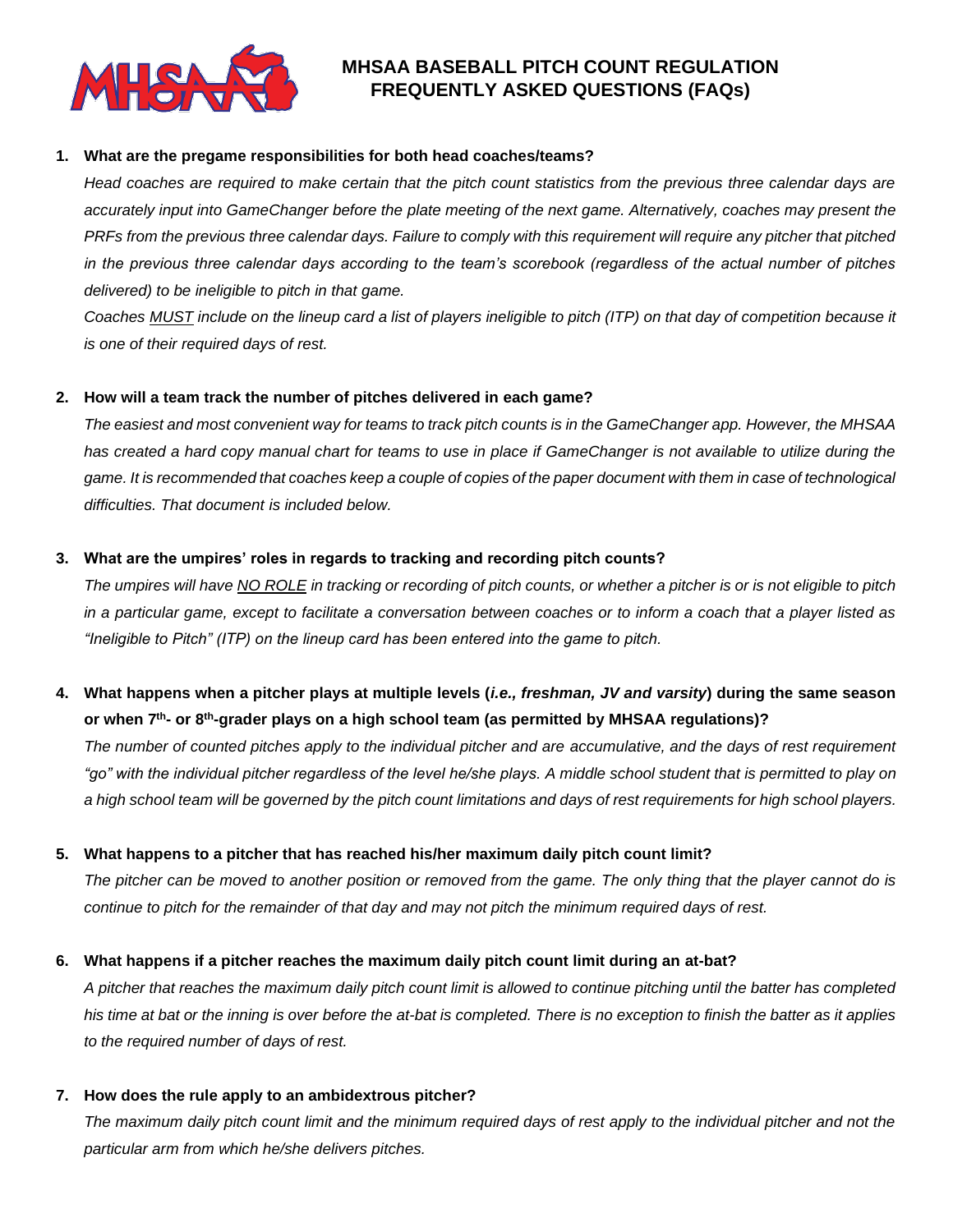# MHSAA BASEBALL PITCH COUNT REGULATION FREQUENTLY ASKED QUESTIONS (FAQs)

1. **What are the pregame responsibilities for both head coaches/teams?**

   *Head coaches are required to make certain that the pitch count statistics from the previous three calendar days are accurately input into GameChanger before the plate meeting of the next game. Alternatively, coaches may present the PRFs from the previous three calendar days. Failure to comply with this requirement will require any pitcher that pitched in the previous three calendar days according to the team's scorebook (regardless of the actual number of pitches delivered) to be ineligible to pitch in that game.*

   *Coaches MUST include on the lineup card a list of players ineligible to pitch (ITP) on that day of competition because it is one of their required days of rest.*

2. **How will a team track the number of pitches delivered in each game?**

   *The easiest and most convenient way for teams to track pitch counts is in the GameChanger app. However, the MHSAA has created a hard copy manual chart for teams to use in place if GameChanger is not available to utilize during the game. It is recommended that coaches keep a couple of copies of the paper document with them in case of technological difficulties. That document is included below.*

3. **What are the umpires' roles in regards to tracking and recording pitch counts?**

   *The umpires will have NO ROLE in tracking or recording of pitch counts, or whether a pitcher is or is not eligible to pitch in a particular game, except to facilitate a conversation between coaches or to inform a coach that a player listed as "Ineligible to Pitch" (ITP) on the lineup card has been entered into the game to pitch.*

4. **What happens when a pitcher plays at multiple levels (*i.e., freshman, JV and varsity*) during the same season or when 7th- or 8th-grader plays on a high school team (as permitted by MHSAA regulations)?**

   *The number of counted pitches apply to the individual pitcher and are accumulative, and the days of rest requirement "go" with the individual pitcher regardless of the level he/she plays. A middle school student that is permitted to play on a high school team will be governed by the pitch count limitations and days of rest requirements for high school players.*

5. **What happens to a pitcher that has reached his/her maximum daily pitch count limit?**

   *The pitcher can be moved to another position or removed from the game. The only thing that the player cannot do is continue to pitch for the remainder of that day and may not pitch the minimum required days of rest.*

6. **What happens if a pitcher reaches the maximum daily pitch count limit during an at-bat?**

   *A pitcher that reaches the maximum daily pitch count limit is allowed to continue pitching until the batter has completed his time at bat or the inning is over before the at-bat is completed. There is no exception to finish the batter as it applies to the required number of days of rest.*

7. **How does the rule apply to an ambidextrous pitcher?**

   *The maximum daily pitch count limit and the minimum required days of rest apply to the individual pitcher and not the particular arm from which he/she delivers pitches.*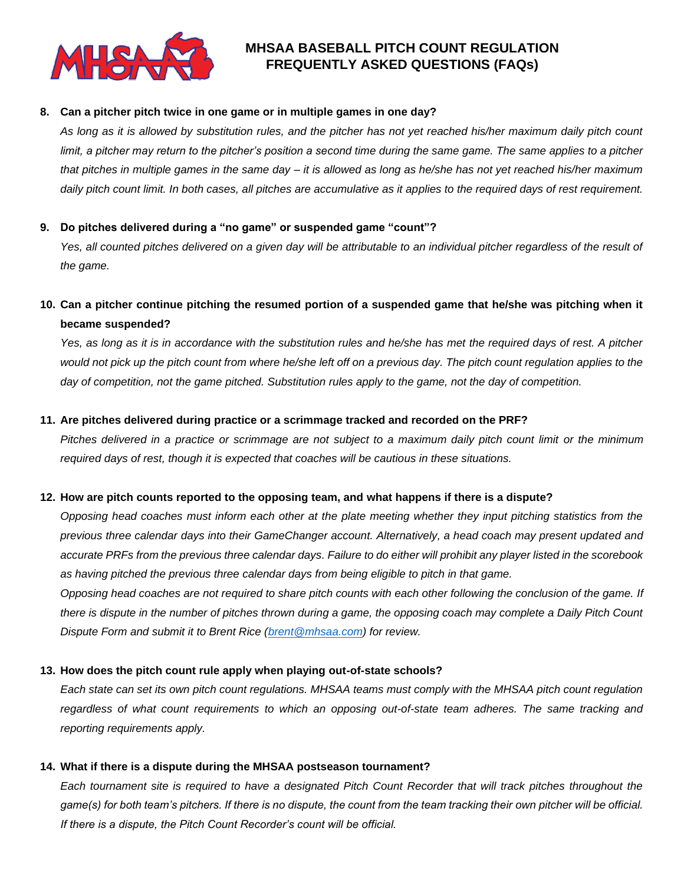# MHSAA BASEBALL PITCH COUNT REGULATION FREQUENTLY ASKED QUESTIONS (FAQs)

**8. Can a pitcher pitch twice in one game or in multiple games in one day?**

*As long as it is allowed by substitution rules, and the pitcher has not yet reached his/her maximum daily pitch count limit, a pitcher may return to the pitcher's position a second time during the same game. The same applies to a pitcher that pitches in multiple games in the same day – it is allowed as long as he/she has not yet reached his/her maximum daily pitch count limit. In both cases, all pitches are accumulative as it applies to the required days of rest requirement.*

**9. Do pitches delivered during a "no game" or suspended game "count"?**

*Yes, all counted pitches delivered on a given day will be attributable to an individual pitcher regardless of the result of the game.*

**10. Can a pitcher continue pitching the resumed portion of a suspended game that he/she was pitching when it became suspended?**

*Yes, as long as it is in accordance with the substitution rules and he/she has met the required days of rest. A pitcher would not pick up the pitch count from where he/she left off on a previous day. The pitch count regulation applies to the day of competition, not the game pitched. Substitution rules apply to the game, not the day of competition.*

**11. Are pitches delivered during practice or a scrimmage tracked and recorded on the PRF?**

*Pitches delivered in a practice or scrimmage are not subject to a maximum daily pitch count limit or the minimum required days of rest, though it is expected that coaches will be cautious in these situations.*

**12. How are pitch counts reported to the opposing team, and what happens if there is a dispute?**

*Opposing head coaches must inform each other at the plate meeting whether they input pitching statistics from the previous three calendar days into their GameChanger account. Alternatively, a head coach may present updated and accurate PRFs from the previous three calendar days. Failure to do either will prohibit any player listed in the scorebook as having pitched the previous three calendar days from being eligible to pitch in that game.*

*Opposing head coaches are not required to share pitch counts with each other following the conclusion of the game. If there is dispute in the number of pitches thrown during a game, the opposing coach may complete a Daily Pitch Count Dispute Form and submit it to Brent Rice (brent@mhsaa.com) for review.*

**13. How does the pitch count rule apply when playing out-of-state schools?**

*Each state can set its own pitch count regulations. MHSAA teams must comply with the MHSAA pitch count regulation regardless of what count requirements to which an opposing out-of-state team adheres. The same tracking and reporting requirements apply.*

**14. What if there is a dispute during the MHSAA postseason tournament?**

*Each tournament site is required to have a designated Pitch Count Recorder that will track pitches throughout the game(s) for both team's pitchers. If there is no dispute, the count from the team tracking their own pitcher will be official. If there is a dispute, the Pitch Count Recorder's count will be official.*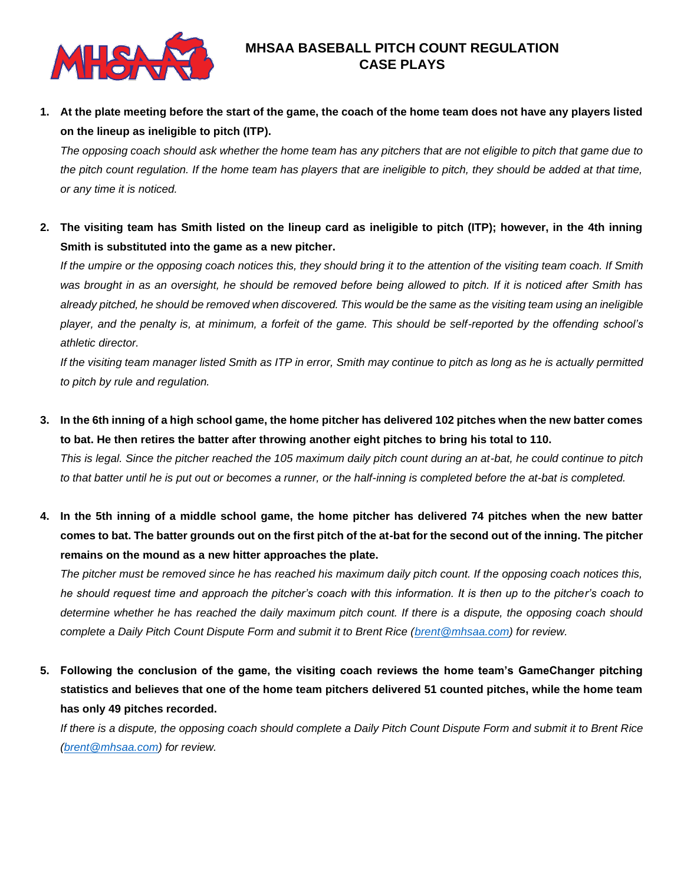# MHSAA BASEBALL PITCH COUNT REGULATION CASE PLAYS

1. **At the plate meeting before the start of the game, the coach of the home team does not have any players listed on the lineup as ineligible to pitch (ITP).**

   *The opposing coach should ask whether the home team has any pitchers that are not eligible to pitch that game due to the pitch count regulation. If the home team has players that are ineligible to pitch, they should be added at that time, or any time it is noticed.*

2. **The visiting team has Smith listed on the lineup card as ineligible to pitch (ITP); however, in the 4th inning Smith is substituted into the game as a new pitcher.**

   *If the umpire or the opposing coach notices this, they should bring it to the attention of the visiting team coach. If Smith was brought in as an oversight, he should be removed before being allowed to pitch. If it is noticed after Smith has already pitched, he should be removed when discovered. This would be the same as the visiting team using an ineligible player, and the penalty is, at minimum, a forfeit of the game. This should be self-reported by the offending school's athletic director.*

   *If the visiting team manager listed Smith as ITP in error, Smith may continue to pitch as long as he is actually permitted to pitch by rule and regulation.*

3. **In the 6th inning of a high school game, the home pitcher has delivered 102 pitches when the new batter comes to bat. He then retires the batter after throwing another eight pitches to bring his total to 110.**

   *This is legal. Since the pitcher reached the 105 maximum daily pitch count during an at-bat, he could continue to pitch to that batter until he is put out or becomes a runner, or the half-inning is completed before the at-bat is completed.*

4. **In the 5th inning of a middle school game, the home pitcher has delivered 74 pitches when the new batter comes to bat. The batter grounds out on the first pitch of the at-bat for the second out of the inning. The pitcher remains on the mound as a new hitter approaches the plate.**

   *The pitcher must be removed since he has reached his maximum daily pitch count. If the opposing coach notices this, he should request time and approach the pitcher's coach with this information. It is then up to the pitcher's coach to determine whether he has reached the daily maximum pitch count. If there is a dispute, the opposing coach should complete a Daily Pitch Count Dispute Form and submit it to Brent Rice ([brent@mhsaa.com](mailto:brent@mhsaa.com)) for review.*

5. **Following the conclusion of the game, the visiting coach reviews the home team's GameChanger pitching statistics and believes that one of the home team pitchers delivered 51 counted pitches, while the home team has only 49 pitches recorded.**

   *If there is a dispute, the opposing coach should complete a Daily Pitch Count Dispute Form and submit it to Brent Rice ([brent@mhsaa.com](mailto:brent@mhsaa.com)) for review.*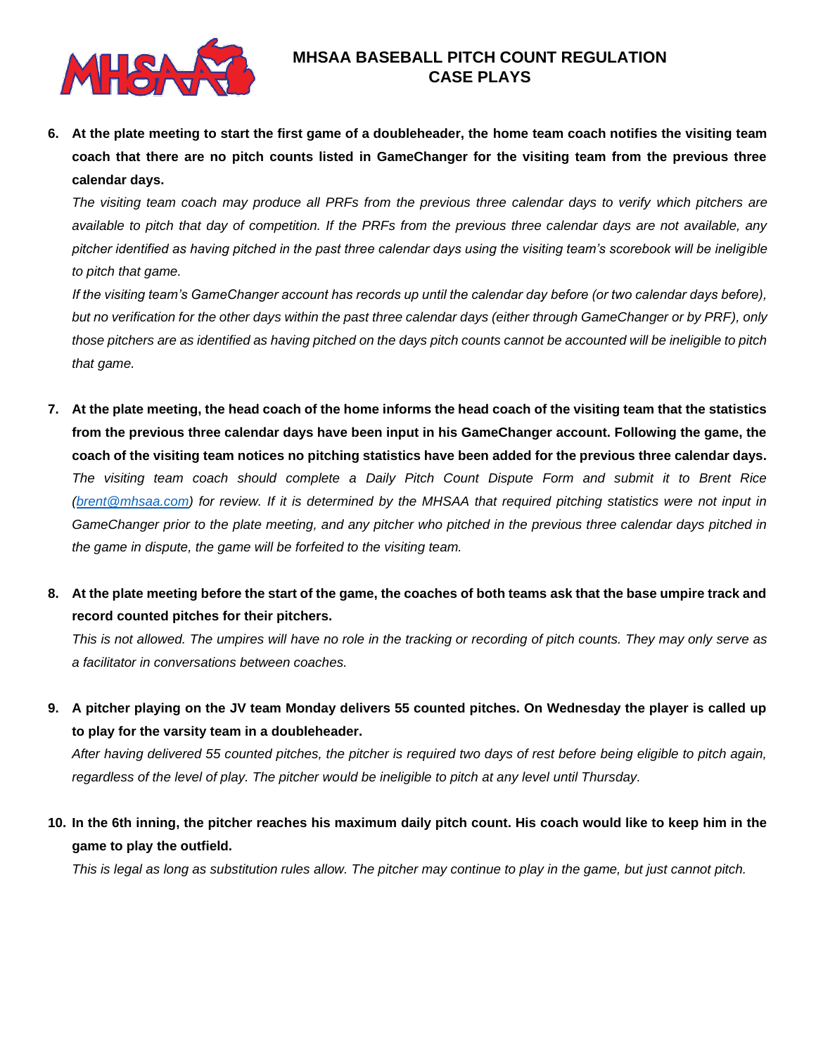## MHSAA BASEBALL PITCH COUNT REGULATION CASE PLAYS

6. **At the plate meeting to start the first game of a doubleheader, the home team coach notifies the visiting team coach that there are no pitch counts listed in GameChanger for the visiting team from the previous three calendar days.**

   *The visiting team coach may produce all PRFs from the previous three calendar days to verify which pitchers are available to pitch that day of competition. If the PRFs from the previous three calendar days are not available, any pitcher identified as having pitched in the past three calendar days using the visiting team's scorebook will be ineligible to pitch that game.*

   *If the visiting team's GameChanger account has records up until the calendar day before (or two calendar days before), but no verification for the other days within the past three calendar days (either through GameChanger or by PRF), only those pitchers are as identified as having pitched on the days pitch counts cannot be accounted will be ineligible to pitch that game.*

7. **At the plate meeting, the head coach of the home informs the head coach of the visiting team that the statistics from the previous three calendar days have been input in his GameChanger account. Following the game, the coach of the visiting team notices no pitching statistics have been added for the previous three calendar days.**

   *The visiting team coach should complete a Daily Pitch Count Dispute Form and submit it to Brent Rice (brent@mhsaa.com) for review. If it is determined by the MHSAA that required pitching statistics were not input in GameChanger prior to the plate meeting, and any pitcher who pitched in the previous three calendar days pitched in the game in dispute, the game will be forfeited to the visiting team.*

8. **At the plate meeting before the start of the game, the coaches of both teams ask that the base umpire track and record counted pitches for their pitchers.**

   *This is not allowed. The umpires will have no role in the tracking or recording of pitch counts. They may only serve as a facilitator in conversations between coaches.*

9. **A pitcher playing on the JV team Monday delivers 55 counted pitches. On Wednesday the player is called up to play for the varsity team in a doubleheader.**

   *After having delivered 55 counted pitches, the pitcher is required two days of rest before being eligible to pitch again, regardless of the level of play. The pitcher would be ineligible to pitch at any level until Thursday.*

10. **In the 6th inning, the pitcher reaches his maximum daily pitch count. His coach would like to keep him in the game to play the outfield.**

    *This is legal as long as substitution rules allow. The pitcher may continue to play in the game, but just cannot pitch.*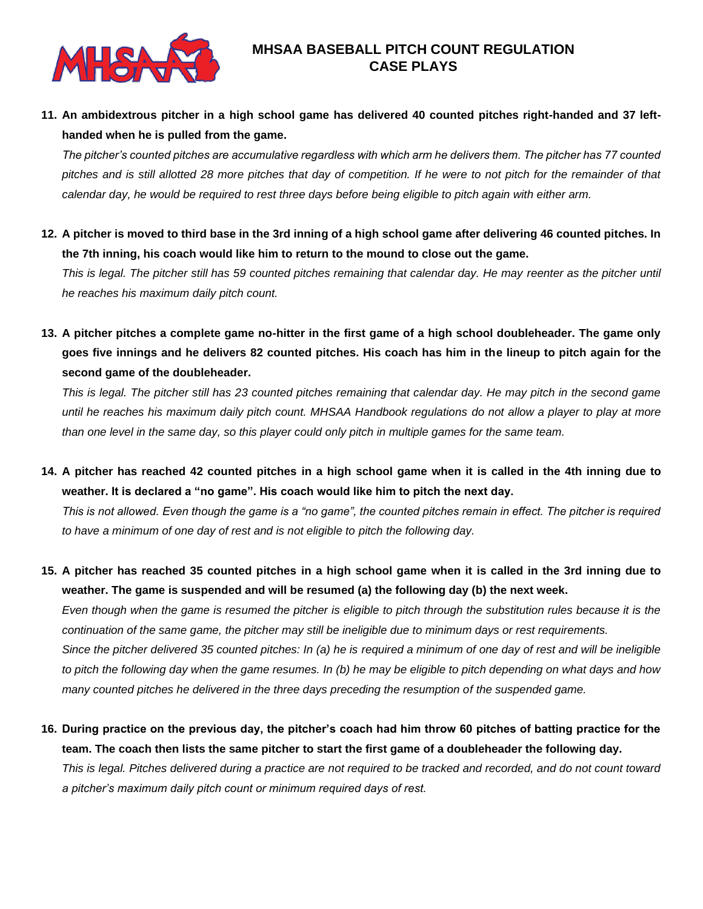# MHSAA BASEBALL PITCH COUNT REGULATION CASE PLAYS

11. **An ambidextrous pitcher in a high school game has delivered 40 counted pitches right-handed and 37 left-handed when he is pulled from the game.**

    *The pitcher's counted pitches are accumulative regardless with which arm he delivers them. The pitcher has 77 counted pitches and is still allotted 28 more pitches that day of competition. If he were to not pitch for the remainder of that calendar day, he would be required to rest three days before being eligible to pitch again with either arm.*

12. **A pitcher is moved to third base in the 3rd inning of a high school game after delivering 46 counted pitches. In the 7th inning, his coach would like him to return to the mound to close out the game.**

    *This is legal. The pitcher still has 59 counted pitches remaining that calendar day. He may reenter as the pitcher until he reaches his maximum daily pitch count.*

13. **A pitcher pitches a complete game no-hitter in the first game of a high school doubleheader. The game only goes five innings and he delivers 82 counted pitches. His coach has him in the lineup to pitch again for the second game of the doubleheader.**

    *This is legal. The pitcher still has 23 counted pitches remaining that calendar day. He may pitch in the second game until he reaches his maximum daily pitch count. MHSAA Handbook regulations do not allow a player to play at more than one level in the same day, so this player could only pitch in multiple games for the same team.*

14. **A pitcher has reached 42 counted pitches in a high school game when it is called in the 4th inning due to weather. It is declared a "no game". His coach would like him to pitch the next day.**

    *This is not allowed. Even though the game is a "no game", the counted pitches remain in effect. The pitcher is required to have a minimum of one day of rest and is not eligible to pitch the following day.*

15. **A pitcher has reached 35 counted pitches in a high school game when it is called in the 3rd inning due to weather. The game is suspended and will be resumed (a) the following day (b) the next week.**

    *Even though when the game is resumed the pitcher is eligible to pitch through the substitution rules because it is the continuation of the same game, the pitcher may still be ineligible due to minimum days or rest requirements.*

    *Since the pitcher delivered 35 counted pitches: In (a) he is required a minimum of one day of rest and will be ineligible to pitch the following day when the game resumes. In (b) he may be eligible to pitch depending on what days and how many counted pitches he delivered in the three days preceding the resumption of the suspended game.*

16. **During practice on the previous day, the pitcher's coach had him throw 60 pitches of batting practice for the team. The coach then lists the same pitcher to start the first game of a doubleheader the following day.**

    *This is legal. Pitches delivered during a practice are not required to be tracked and recorded, and do not count toward a pitcher's maximum daily pitch count or minimum required days of rest.*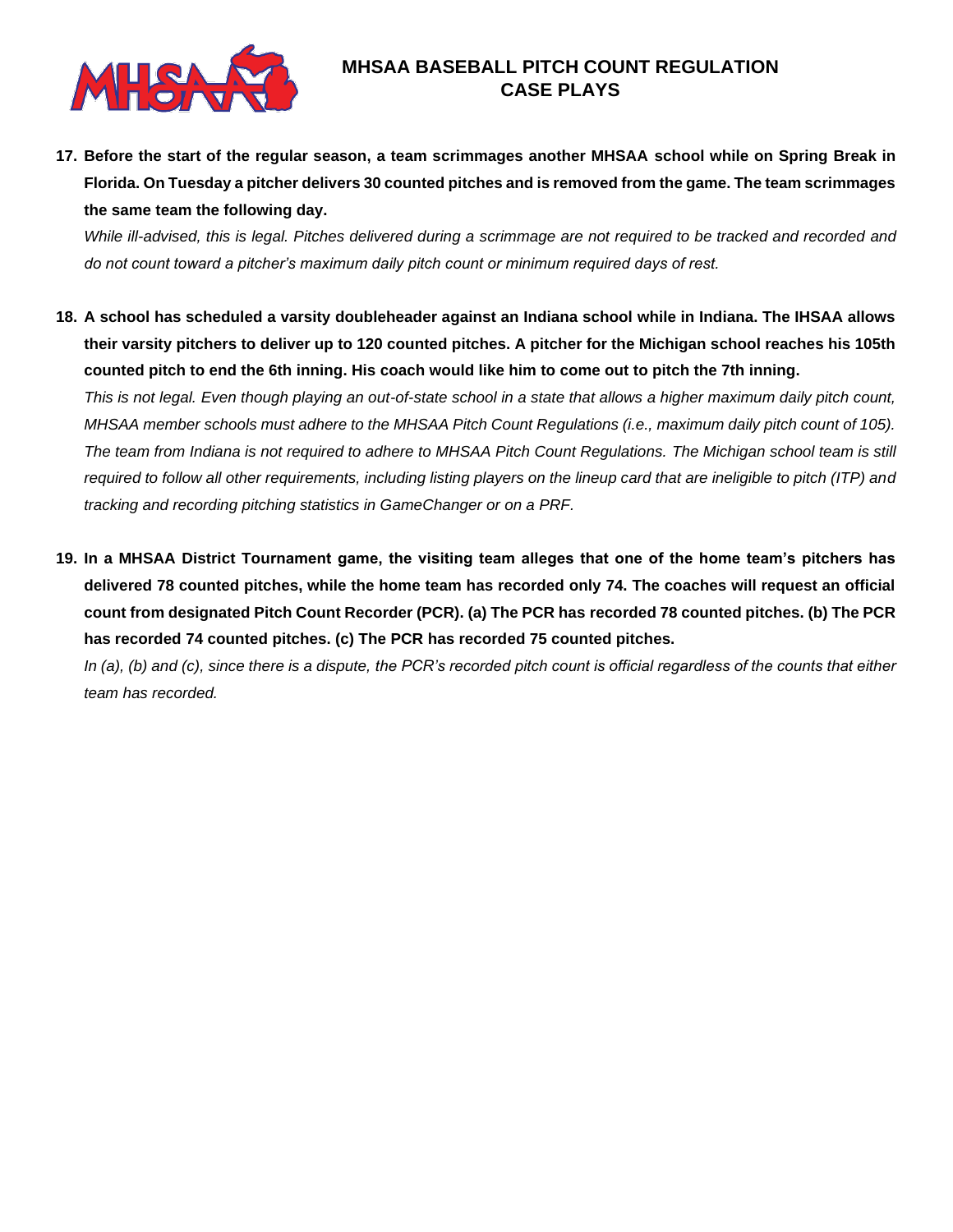# MHSAA BASEBALL PITCH COUNT REGULATION CASE PLAYS

17. **Before the start of the regular season, a team scrimmages another MHSAA school while on Spring Break in Florida. On Tuesday a pitcher delivers 30 counted pitches and is removed from the game. The team scrimmages the same team the following day.**

    *While ill-advised, this is legal. Pitches delivered during a scrimmage are not required to be tracked and recorded and do not count toward a pitcher's maximum daily pitch count or minimum required days of rest.*

18. **A school has scheduled a varsity doubleheader against an Indiana school while in Indiana. The IHSAA allows their varsity pitchers to deliver up to 120 counted pitches. A pitcher for the Michigan school reaches his 105th counted pitch to end the 6th inning. His coach would like him to come out to pitch the 7th inning.**

    *This is not legal. Even though playing an out-of-state school in a state that allows a higher maximum daily pitch count, MHSAA member schools must adhere to the MHSAA Pitch Count Regulations (i.e., maximum daily pitch count of 105). The team from Indiana is not required to adhere to MHSAA Pitch Count Regulations. The Michigan school team is still required to follow all other requirements, including listing players on the lineup card that are ineligible to pitch (ITP) and tracking and recording pitching statistics in GameChanger or on a PRF.*

19. **In a MHSAA District Tournament game, the visiting team alleges that one of the home team's pitchers has delivered 78 counted pitches, while the home team has recorded only 74. The coaches will request an official count from designated Pitch Count Recorder (PCR). (a) The PCR has recorded 78 counted pitches. (b) The PCR has recorded 74 counted pitches. (c) The PCR has recorded 75 counted pitches.**

    *In (a), (b) and (c), since there is a dispute, the PCR's recorded pitch count is official regardless of the counts that either team has recorded.*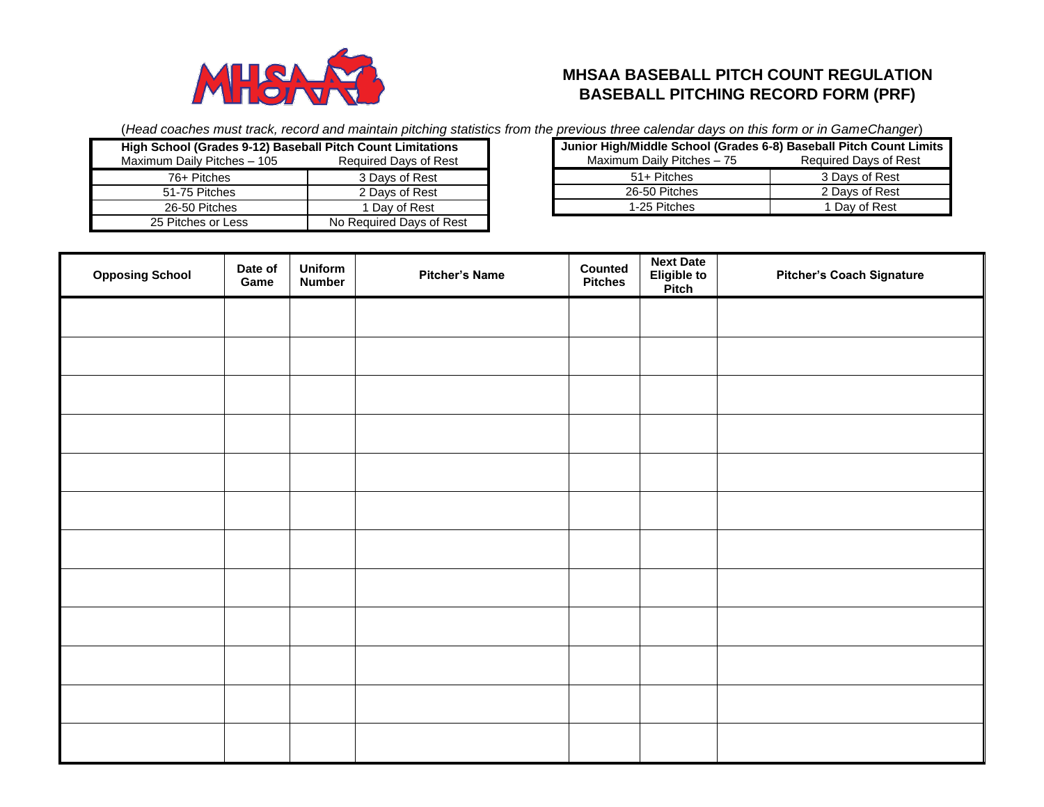# MHSAA BASEBALL PITCH COUNT REGULATION
# BASEBALL PITCHING RECORD FORM (PRF)

(*Head coaches must track, record and maintain pitching statistics from the previous three calendar days on this form or in GameChanger*)

| **High School (Grades 9-12) Baseball Pitch Count Limitations** | |
|---|---|
| Maximum Daily Pitches – 105 | Required Days of Rest |
| 76+ Pitches | 3 Days of Rest |
| 51-75 Pitches | 2 Days of Rest |
| 26-50 Pitches | 1 Day of Rest |
| 25 Pitches or Less | No Required Days of Rest |

| **Junior High/Middle School (Grades 6-8) Baseball Pitch Count Limits** | |
|---|---|
| Maximum Daily Pitches – 75 | Required Days of Rest |
| 51+ Pitches | 3 Days of Rest |
| 26-50 Pitches | 2 Days of Rest |
| 1-25 Pitches | 1 Day of Rest |

| Opposing School | Date of Game | Uniform Number | Pitcher's Name | Counted Pitches | Next Date Eligible to Pitch | Pitcher's Coach Signature |
|---|---|---|---|---|---|---|
| | | | | | | |
| | | | | | | |
| | | | | | | |
| | | | | | | |
| | | | | | | |
| | | | | | | |
| | | | | | | |
| | | | | | | |
| | | | | | | |
| | | | | | | |
| | | | | | | |
| | | | | | | |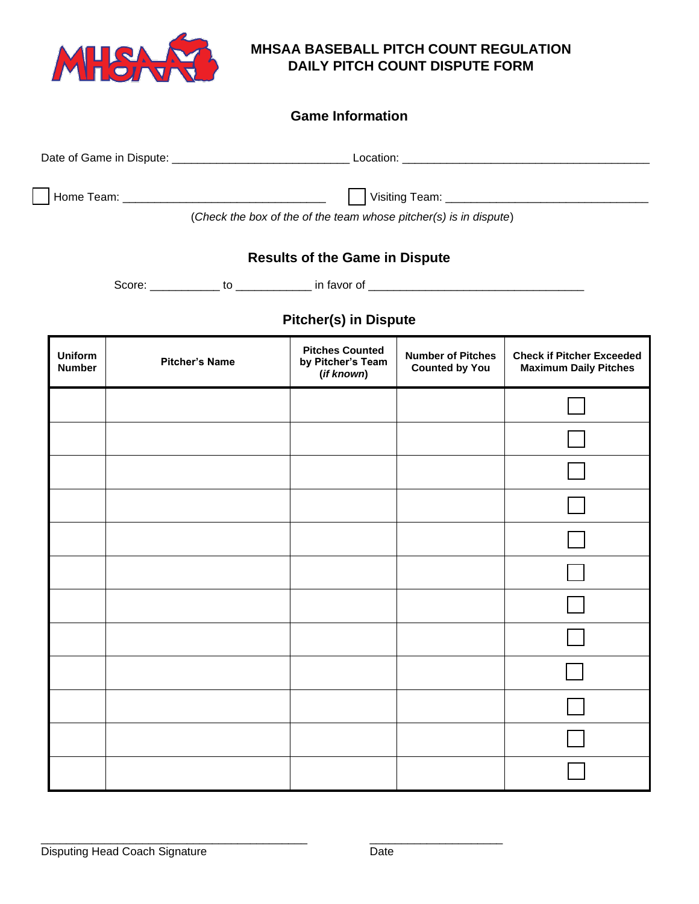# MHSAA BASEBALL PITCH COUNT REGULATION
# DAILY PITCH COUNT DISPUTE FORM

## Game Information

Date of Game in Dispute: ____________________________ Location: _______________________________________

☐ Home Team: ________________________________ ☐ Visiting Team: ________________________________

(*Check the box of the of the team whose pitcher(s) is in dispute*)

## Results of the Game in Dispute

Score: ___________ to ____________ in favor of __________________________________

## Pitcher(s) in Dispute

| Uniform Number | Pitcher's Name | Pitches Counted by Pitcher's Team (*if known*) | Number of Pitches Counted by You | Check if Pitcher Exceeded Maximum Daily Pitches |
|---|---|---|---|---|
| | | | | ☐ |
| | | | | ☐ |
| | | | | ☐ |
| | | | | ☐ |
| | | | | ☐ |
| | | | | ☐ |
| | | | | ☐ |
| | | | | ☐ |
| | | | | ☐ |
| | | | | ☐ |
| | | | | ☐ |
| | | | | ☐ |

_____________________________________________ ______________________

Disputing Head Coach Signature Date